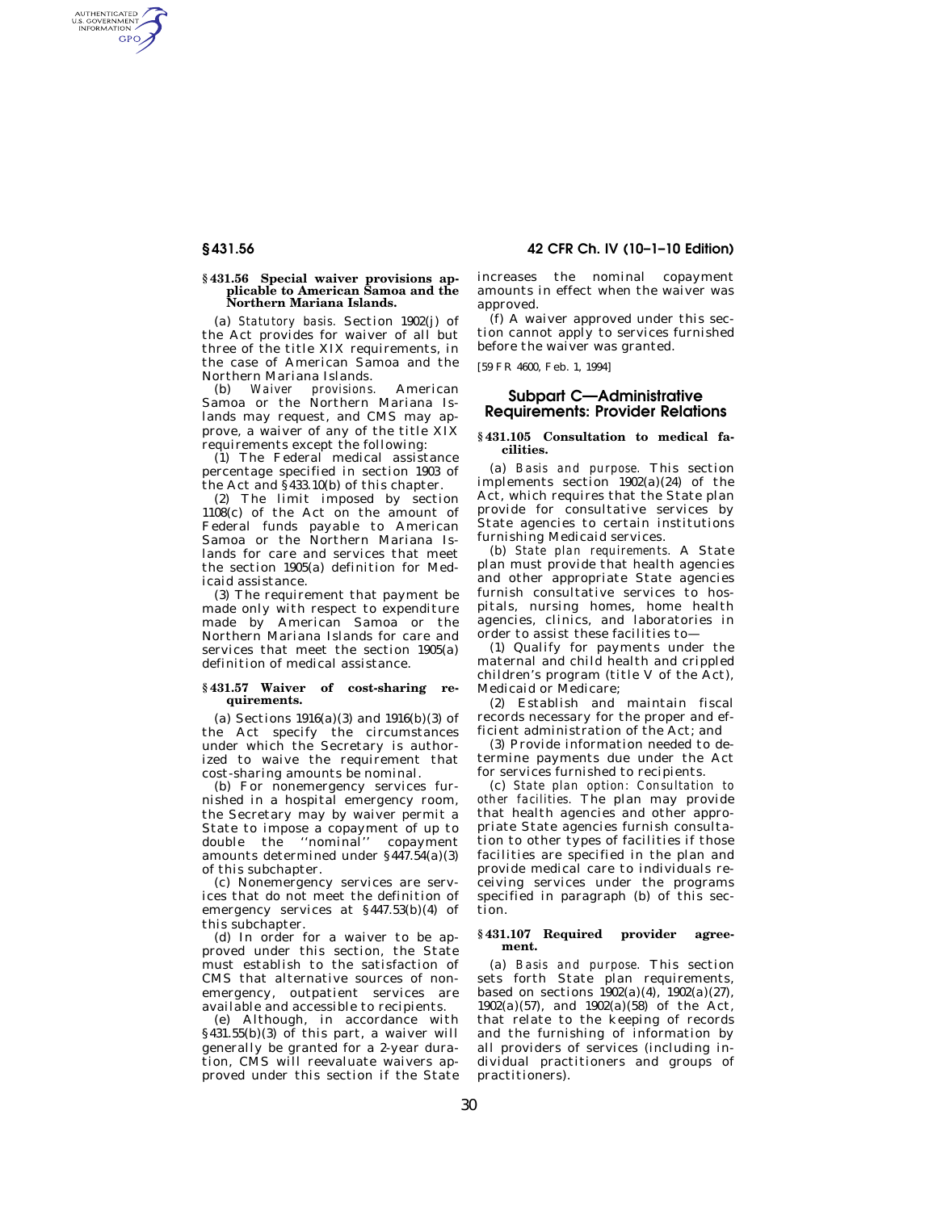### § 431.56 Special waiver provisions applicable to American Samoa and the Northern Mariana Islands.

(a) *Statutory basis.* Section 1902(j) of the Act provides for waiver of all but three of the title XIX requirements, in the case of American Samoa and the Northern Mariana Islands.

(b) *Waiver provisions.* American Samoa or the Northern Mariana Islands may request, and CMS may approve, a waiver of any of the title XIX requirements except the following:

(1) The Federal medical assistance percentage specified in section 1903 of the Act and § 433.10(b) of this chapter.

(2) The limit imposed by section 1108(c) of the Act on the amount of Federal funds payable to American Samoa or the Northern Mariana Islands for care and services that meet the section 1905(a) definition for Medicaid assistance.

(3) The requirement that payment be made only with respect to expenditure made by American Samoa or the Northern Mariana Islands for care and services that meet the section 1905(a) definition of medical assistance.

### § 431.57 Waiver of cost-sharing requirements.

(a) Sections 1916(a)(3) and 1916(b)(3) of the Act specify the circumstances under which the Secretary is authorized to waive the requirement that cost-sharing amounts be nominal.

(b) For nonemergency services furnished in a hospital emergency room, the Secretary may by waiver permit a State to impose a copayment of up to double the "nominal" copayment amounts determined under § 447.54(a)(3) of this subchapter.

(c) Nonemergency services are services that do not meet the definition of emergency services at § 447.53(b)(4) of this subchapter.

(d) In order for a waiver to be approved under this section, the State must establish to the satisfaction of CMS that alternative sources of nonemergency, outpatient services are available and accessible to recipients.

(e) Although, in accordance with § 431.55(b)(3) of this part, a waiver will generally be granted for a 2-year duration, CMS will reevaluate waivers approved under this section if the State increases the nominal copayment amounts in effect when the waiver was approved.

(f) A waiver approved under this section cannot apply to services furnished before the waiver was granted.

[59 FR 4600, Feb. 1, 1994]

## Subpart C—Administrative Requirements: Provider Relations

### § 431.105 Consultation to medical facilities.

(a) *Basis and purpose.* This section implements section 1902(a)(24) of the Act, which requires that the State plan provide for consultative services by State agencies to certain institutions furnishing Medicaid services.

(b) *State plan requirements.* A State plan must provide that health agencies and other appropriate State agencies furnish consultative services to hospitals, nursing homes, home health agencies, clinics, and laboratories in order to assist these facilities to—

(1) Qualify for payments under the maternal and child health and crippled children's program (title V of the Act), Medicaid or Medicare;

(2) Establish and maintain fiscal records necessary for the proper and efficient administration of the Act; and

(3) Provide information needed to determine payments due under the Act for services furnished to recipients.

(c) *State plan option: Consultation to other facilities.* The plan may provide that health agencies and other appropriate State agencies furnish consultation to other types of facilities if those facilities are specified in the plan and provide medical care to individuals receiving services under the programs specified in paragraph (b) of this section.

### § 431.107 Required provider agreement.

(a) *Basis and purpose.* This section sets forth State plan requirements, based on sections 1902(a)(4), 1902(a)(27), 1902(a)(57), and 1902(a)(58) of the Act, that relate to the keeping of records and the furnishing of information by all providers of services (including individual practitioners and groups of practitioners).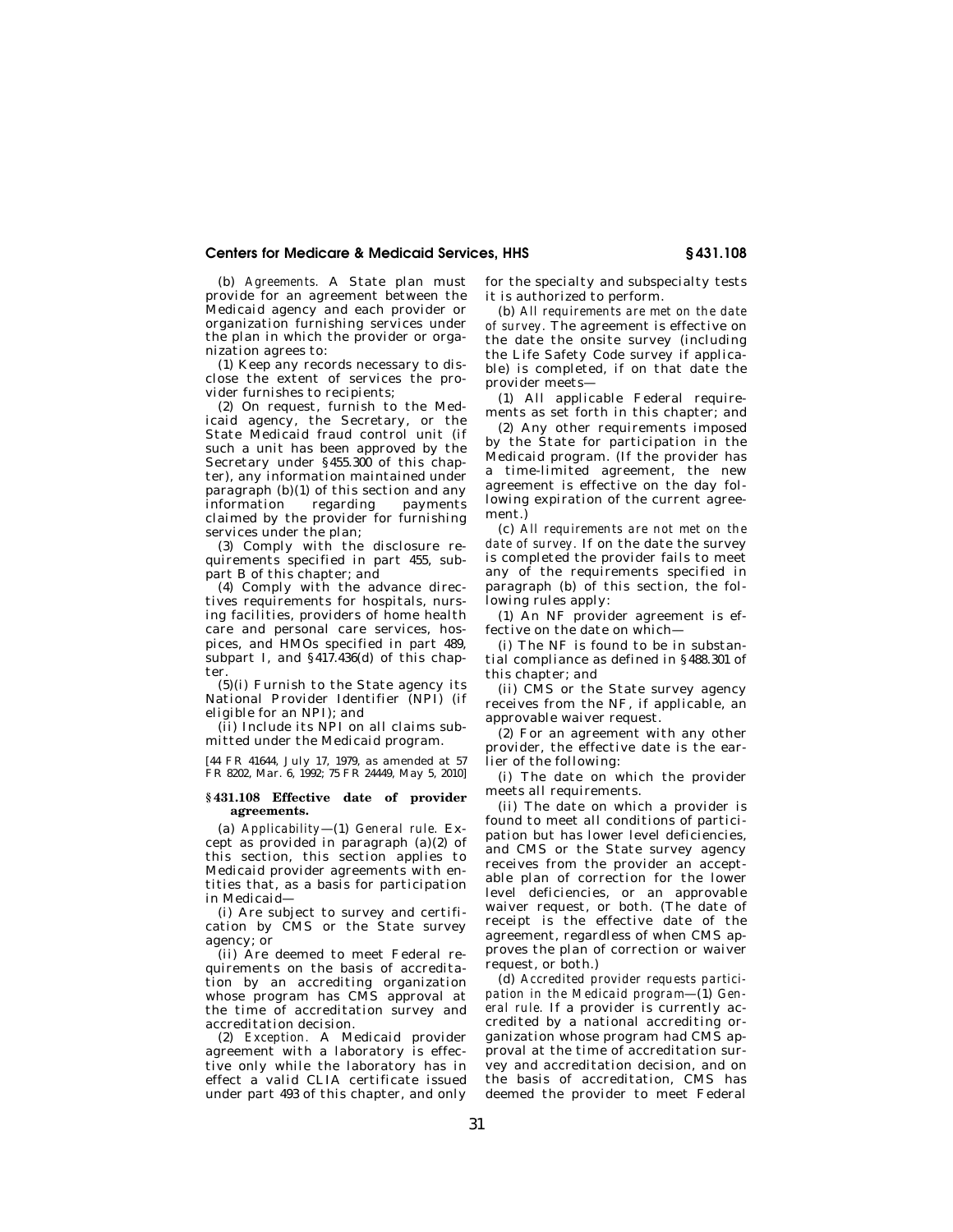(b) *Agreements.* A State plan must provide for an agreement between the Medicaid agency and each provider or organization furnishing services under the plan in which the provider or organization agrees to:

(1) Keep any records necessary to disclose the extent of services the provider furnishes to recipients;

(2) On request, furnish to the Medicaid agency, the Secretary, or the State Medicaid fraud control unit (if such a unit has been approved by the Secretary under §455.300 of this chapter), any information maintained under paragraph (b)(1) of this section and any information regarding payments claimed by the provider for furnishing services under the plan;

(3) Comply with the disclosure requirements specified in part 455, subpart B of this chapter; and

(4) Comply with the advance directives requirements for hospitals, nursing facilities, providers of home health care and personal care services, hospices, and HMOs specified in part 489, subpart I, and §417.436(d) of this chapter.

(5)(i) Furnish to the State agency its National Provider Identifier (NPI) (if eligible for an NPI); and

(ii) Include its NPI on all claims submitted under the Medicaid program.

[44 FR 41644, July 17, 1979, as amended at 57 FR 8202, Mar. 6, 1992; 75 FR 24449, May 5, 2010]

### §431.108 Effective date of provider agreements.

(a) *Applicability*—(1) *General rule.* Except as provided in paragraph (a)(2) of this section, this section applies to Medicaid provider agreements with entities that, as a basis for participation in Medicaid—

(i) Are subject to survey and certification by CMS or the State survey agency; or

(ii) Are deemed to meet Federal requirements on the basis of accreditation by an accrediting organization whose program has CMS approval at the time of accreditation survey and accreditation decision.

(2) *Exception.* A Medicaid provider agreement with a laboratory is effective only while the laboratory has in effect a valid CLIA certificate issued under part 493 of this chapter, and only for the specialty and subspecialty tests it is authorized to perform.

(b) *All requirements are met on the date of survey.* The agreement is effective on the date the onsite survey (including the Life Safety Code survey if applicable) is completed, if on that date the provider meets—

(1) All applicable Federal requirements as set forth in this chapter; and

(2) Any other requirements imposed by the State for participation in the Medicaid program. (If the provider has a time-limited agreement, the new agreement is effective on the day following expiration of the current agreement.)

(c) *All requirements are not met on the date of survey.* If on the date the survey is completed the provider fails to meet any of the requirements specified in paragraph (b) of this section, the following rules apply:

(1) An NF provider agreement is effective on the date on which—

(i) The NF is found to be in substantial compliance as defined in §488.301 of this chapter; and

(ii) CMS or the State survey agency receives from the NF, if applicable, an approvable waiver request.

(2) For an agreement with any other provider, the effective date is the earlier of the following:

(i) The date on which the provider meets all requirements.

(ii) The date on which a provider is found to meet all conditions of participation but has lower level deficiencies, and CMS or the State survey agency receives from the provider an acceptable plan of correction for the lower level deficiencies, or an approvable waiver request, or both. (The date of receipt is the effective date of the agreement, regardless of when CMS approves the plan of correction or waiver request, or both.)

(d) *Accredited provider requests participation in the Medicaid program*—(1) *General rule.* If a provider is currently accredited by a national accrediting organization whose program had CMS approval at the time of accreditation survey and accreditation decision, and on the basis of accreditation, CMS has deemed the provider to meet Federal